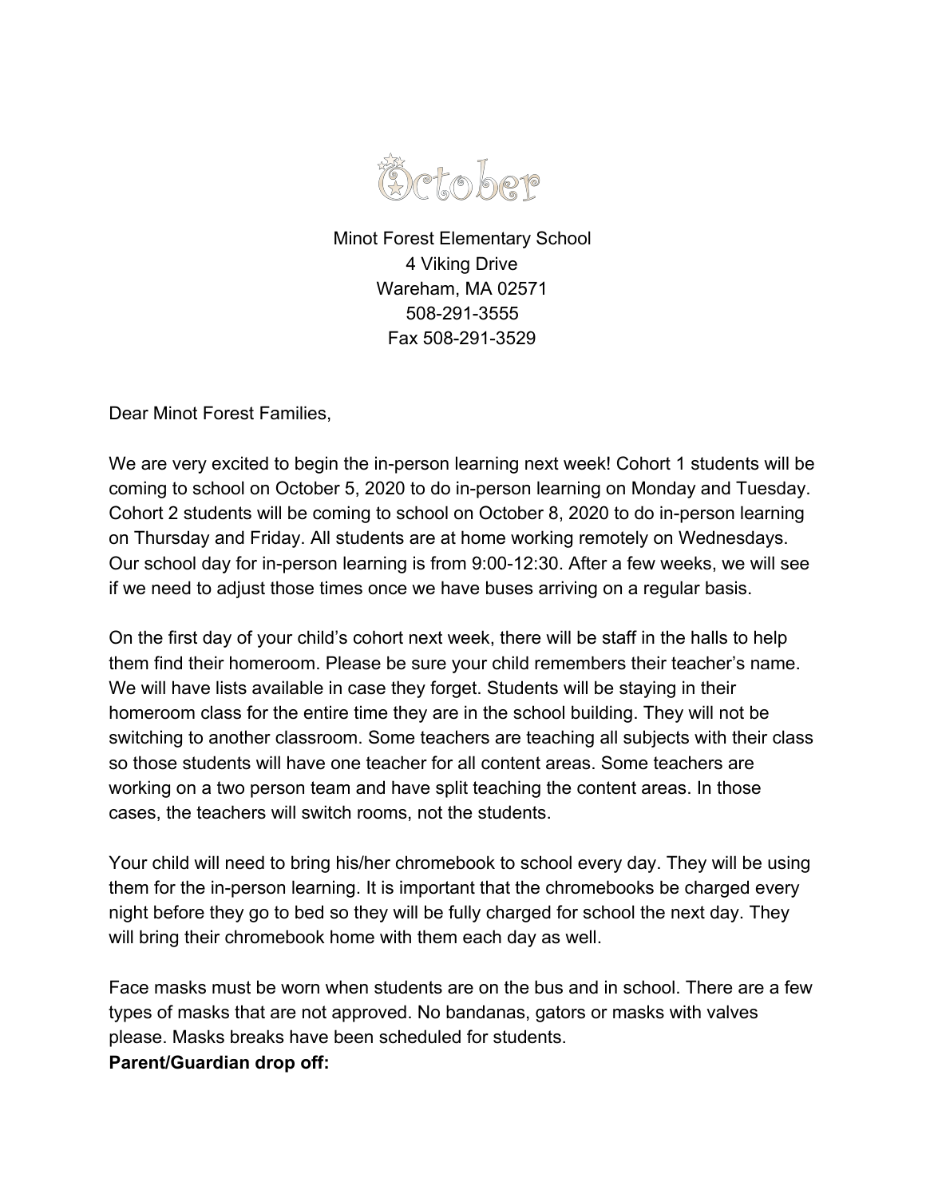October

Minot Forest Elementary School
4 Viking Drive
Wareham, MA 02571
508-291-3555
Fax 508-291-3529

Dear Minot Forest Families,

We are very excited to begin the in-person learning next week! Cohort 1 students will be coming to school on October 5, 2020 to do in-person learning on Monday and Tuesday. Cohort 2 students will be coming to school on October 8, 2020 to do in-person learning on Thursday and Friday. All students are at home working remotely on Wednesdays. Our school day for in-person learning is from 9:00-12:30. After a few weeks, we will see if we need to adjust those times once we have buses arriving on a regular basis.

On the first day of your child's cohort next week, there will be staff in the halls to help them find their homeroom. Please be sure your child remembers their teacher's name. We will have lists available in case they forget. Students will be staying in their homeroom class for the entire time they are in the school building. They will not be switching to another classroom. Some teachers are teaching all subjects with their class so those students will have one teacher for all content areas. Some teachers are working on a two person team and have split teaching the content areas. In those cases, the teachers will switch rooms, not the students.

Your child will need to bring his/her chromebook to school every day. They will be using them for the in-person learning. It is important that the chromebooks be charged every night before they go to bed so they will be fully charged for school the next day. They will bring their chromebook home with them each day as well.

Face masks must be worn when students are on the bus and in school. There are a few types of masks that are not approved. No bandanas, gators or masks with valves please. Masks breaks have been scheduled for students.

**Parent/Guardian drop off:**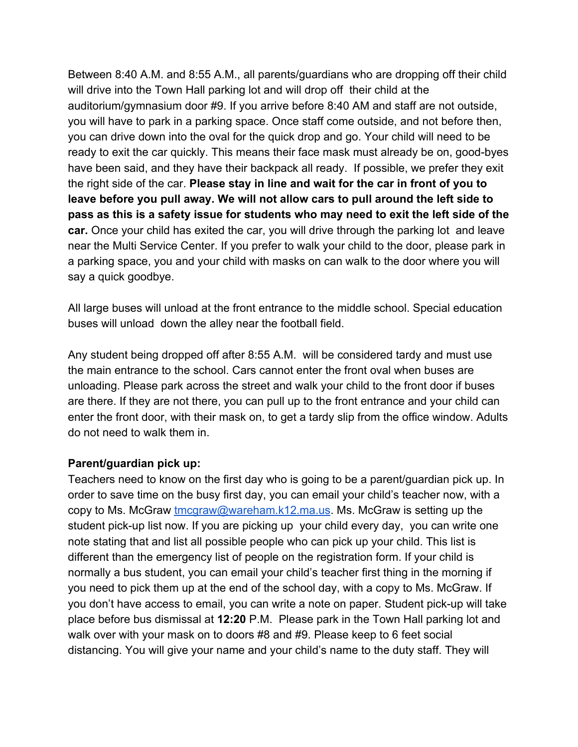Between 8:40 A.M. and 8:55 A.M., all parents/guardians who are dropping off their child will drive into the Town Hall parking lot and will drop off their child at the auditorium/gymnasium door #9. If you arrive before 8:40 AM and staff are not outside, you will have to park in a parking space. Once staff come outside, and not before then, you can drive down into the oval for the quick drop and go. Your child will need to be ready to exit the car quickly. This means their face mask must already be on, good-byes have been said, and they have their backpack all ready. If possible, we prefer they exit the right side of the car. **Please stay in line and wait for the car in front of you to leave before you pull away. We will not allow cars to pull around the left side to pass as this is a safety issue for students who may need to exit the left side of the car.** Once your child has exited the car, you will drive through the parking lot and leave near the Multi Service Center. If you prefer to walk your child to the door, please park in a parking space, you and your child with masks on can walk to the door where you will say a quick goodbye.

All large buses will unload at the front entrance to the middle school. Special education buses will unload down the alley near the football field.

Any student being dropped off after 8:55 A.M. will be considered tardy and must use the main entrance to the school. Cars cannot enter the front oval when buses are unloading. Please park across the street and walk your child to the front door if buses are there. If they are not there, you can pull up to the front entrance and your child can enter the front door, with their mask on, to get a tardy slip from the office window. Adults do not need to walk them in.

**Parent/guardian pick up:**

Teachers need to know on the first day who is going to be a parent/guardian pick up. In order to save time on the busy first day, you can email your child's teacher now, with a copy to Ms. McGraw [tmcgraw@wareham.k12.ma.us](mailto:tmcgraw@wareham.k12.ma.us). Ms. McGraw is setting up the student pick-up list now. If you are picking up your child every day, you can write one note stating that and list all possible people who can pick up your child. This list is different than the emergency list of people on the registration form. If your child is normally a bus student, you can email your child's teacher first thing in the morning if you need to pick them up at the end of the school day, with a copy to Ms. McGraw. If you don't have access to email, you can write a note on paper. Student pick-up will take place before bus dismissal at **12:20** P.M. Please park in the Town Hall parking lot and walk over with your mask on to doors #8 and #9. Please keep to 6 feet social distancing. You will give your name and your child's name to the duty staff. They will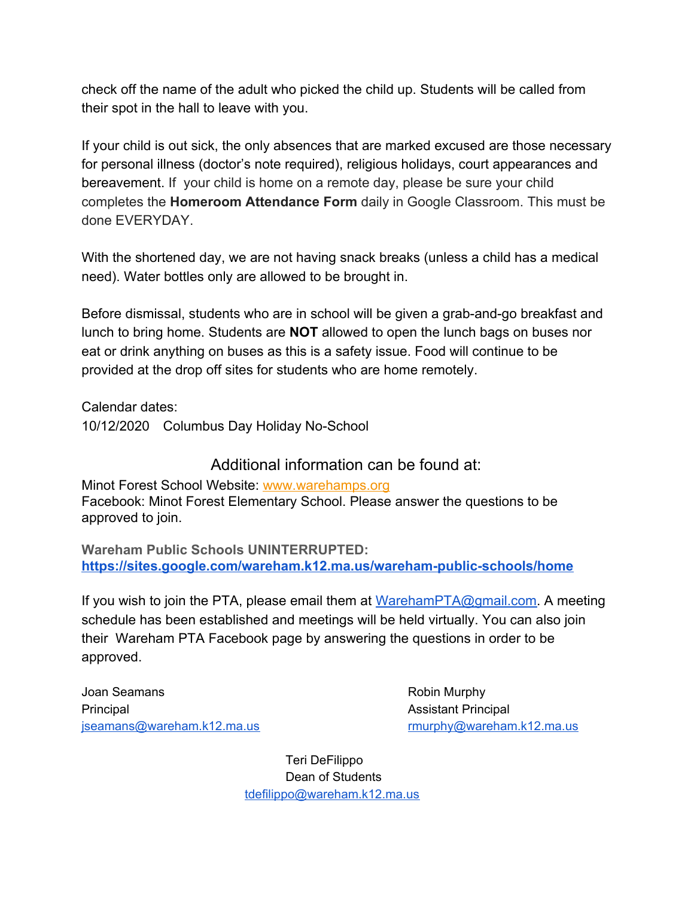check off the name of the adult who picked the child up. Students will be called from their spot in the hall to leave with you.

If your child is out sick, the only absences that are marked excused are those necessary for personal illness (doctor's note required), religious holidays, court appearances and bereavement. If your child is home on a remote day, please be sure your child completes the **Homeroom Attendance Form** daily in Google Classroom. This must be done EVERYDAY.

With the shortened day, we are not having snack breaks (unless a child has a medical need). Water bottles only are allowed to be brought in.

Before dismissal, students who are in school will be given a grab-and-go breakfast and lunch to bring home. Students are **NOT** allowed to open the lunch bags on buses nor eat or drink anything on buses as this is a safety issue. Food will continue to be provided at the drop off sites for students who are home remotely.

Calendar dates:
10/12/2020 Columbus Day Holiday No-School

## Additional information can be found at:

Minot Forest School Website: [www.warehamps.org](http://www.warehamps.org)
Facebook: Minot Forest Elementary School. Please answer the questions to be approved to join.

**Wareham Public Schools UNINTERRUPTED:**
**[https://sites.google.com/wareham.k12.ma.us/wareham-public-schools/home](https://sites.google.com/wareham.k12.ma.us/wareham-public-schools/home)**

If you wish to join the PTA, please email them at [WarehamPTA@gmail.com](mailto:WarehamPTA@gmail.com). A meeting schedule has been established and meetings will be held virtually. You can also join their Wareham PTA Facebook page by answering the questions in order to be approved.

Joan Seamans
Principal
[jseamans@wareham.k12.ma.us](mailto:jseamans@wareham.k12.ma.us)

Robin Murphy
Assistant Principal
[rmurphy@wareham.k12.ma.us](mailto:rmurphy@wareham.k12.ma.us)

Teri DeFilippo
Dean of Students
[tdefilippo@wareham.k12.ma.us](mailto:tdefilippo@wareham.k12.ma.us)